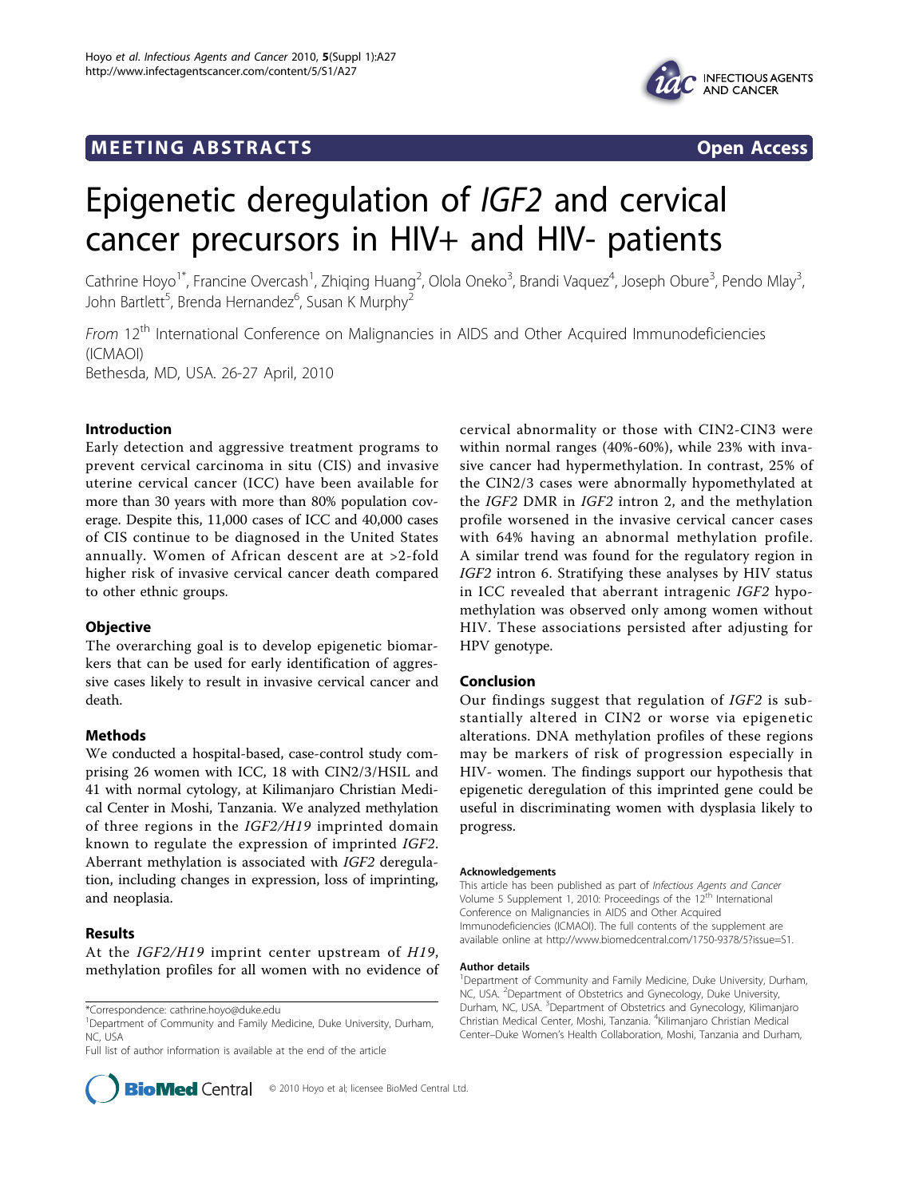MEETING ABSTRACTS Open Access

# Epigenetic deregulation of *IGF2* and cervical cancer precursors in HIV+ and HIV- patients

Cathrine Hoyo[1*], Francine Overcash[1], Zhiqing Huang[2], Olola Oneko[3], Brandi Vaquez[4], Joseph Obure[3], Pendo Mlay[3], John Bartlett[5], Brenda Hernandez[6], Susan K Murphy[2]

*From* 12[th] International Conference on Malignancies in AIDS and Other Acquired Immunodeficiencies (ICMAOI)
Bethesda, MD, USA. 26-27 April, 2010

## Introduction

Early detection and aggressive treatment programs to prevent cervical carcinoma in situ (CIS) and invasive uterine cervical cancer (ICC) have been available for more than 30 years with more than 80% population coverage. Despite this, 11,000 cases of ICC and 40,000 cases of CIS continue to be diagnosed in the United States annually. Women of African descent are at >2-fold higher risk of invasive cervical cancer death compared to other ethnic groups.

## Objective

The overarching goal is to develop epigenetic biomarkers that can be used for early identification of aggressive cases likely to result in invasive cervical cancer and death.

## Methods

We conducted a hospital-based, case-control study comprising 26 women with ICC, 18 with CIN2/3/HSIL and 41 with normal cytology, at Kilimanjaro Christian Medical Center in Moshi, Tanzania. We analyzed methylation of three regions in the *IGF2/H19* imprinted domain known to regulate the expression of imprinted *IGF2*. Aberrant methylation is associated with *IGF2* deregulation, including changes in expression, loss of imprinting, and neoplasia.

## Results

At the *IGF2/H19* imprint center upstream of *H19*, methylation profiles for all women with no evidence of cervical abnormality or those with CIN2-CIN3 were within normal ranges (40%-60%), while 23% with invasive cancer had hypermethylation. In contrast, 25% of the CIN2/3 cases were abnormally hypomethylated at the *IGF2* DMR in *IGF2* intron 2, and the methylation profile worsened in the invasive cervical cancer cases with 64% having an abnormal methylation profile. A similar trend was found for the regulatory region in *IGF2* intron 6. Stratifying these analyses by HIV status in ICC revealed that aberrant intragenic *IGF2* hypomethylation was observed only among women without HIV. These associations persisted after adjusting for HPV genotype.

## Conclusion

Our findings suggest that regulation of *IGF2* is substantially altered in CIN2 or worse via epigenetic alterations. DNA methylation profiles of these regions may be markers of risk of progression especially in HIV- women. The findings support our hypothesis that epigenetic deregulation of this imprinted gene could be useful in discriminating women with dysplasia likely to progress.

#### Acknowledgements

This article has been published as part of *Infectious Agents and Cancer* Volume 5 Supplement 1, 2010: Proceedings of the 12[th] International Conference on Malignancies in AIDS and Other Acquired Immunodeficiencies (ICMAOI). The full contents of the supplement are available online at http://www.biomedcentral.com/1750-9378/5?issue=S1.

#### Author details

[1]Department of Community and Family Medicine, Duke University, Durham, NC, USA. [2]Department of Obstetrics and Gynecology, Duke University, Durham, NC, USA. [3]Department of Obstetrics and Gynecology, Kilimanjaro Christian Medical Center, Moshi, Tanzania. [4]Kilimanjaro Christian Medical Center–Duke Women's Health Collaboration, Moshi, Tanzania and Durham,

*Correspondence: cathrine.hoyo@duke.edu
[1]Department of Community and Family Medicine, Duke University, Durham, NC, USA
Full list of author information is available at the end of the article

© 2010 Hoyo et al; licensee BioMed Central Ltd.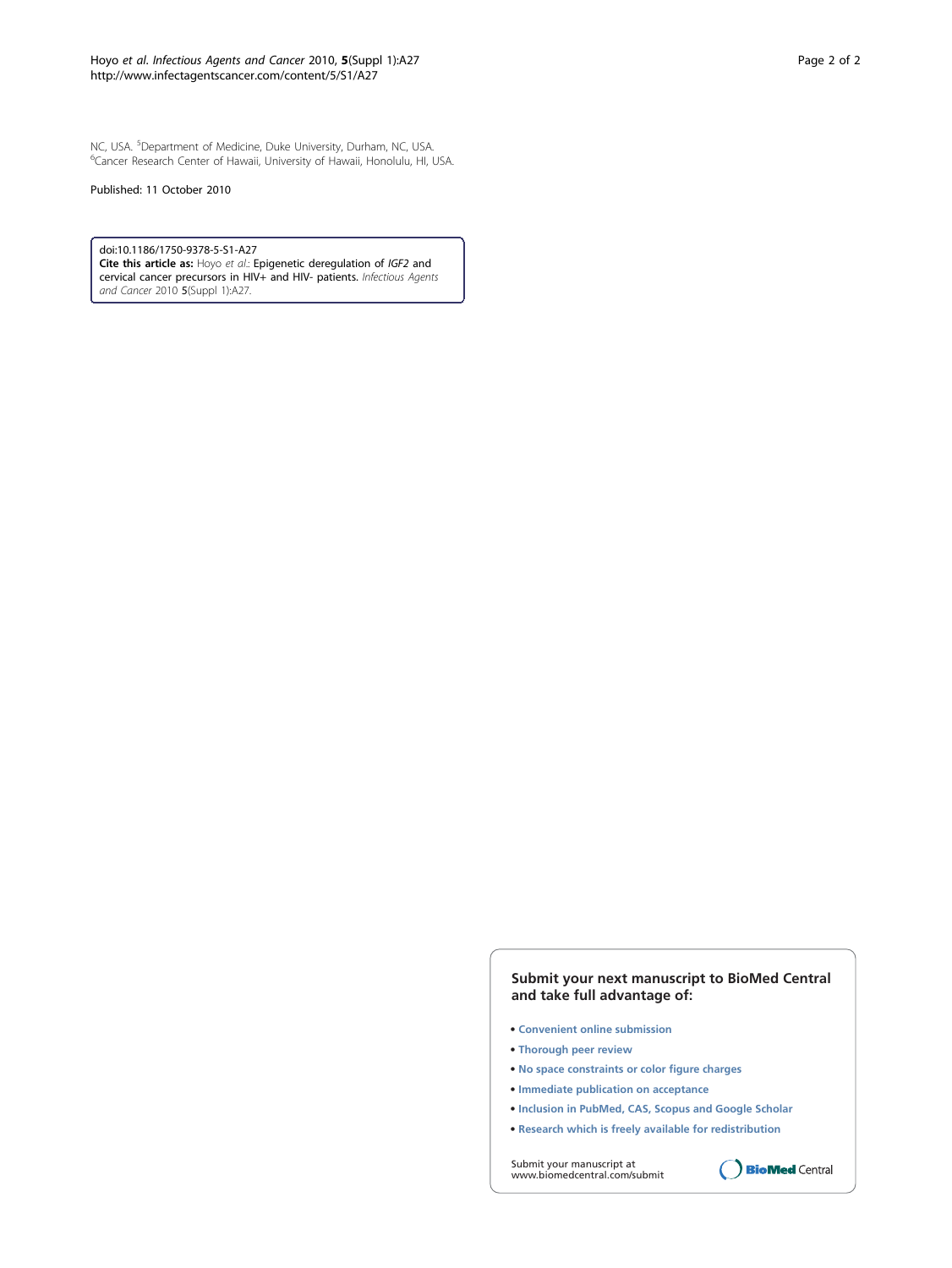NC, USA. [5]Department of Medicine, Duke University, Durham, NC, USA. [6]Cancer Research Center of Hawaii, University of Hawaii, Honolulu, HI, USA.

Published: 11 October 2010

doi:10.1186/1750-9378-5-S1-A27
**Cite this article as:** Hoyo *et al.*: Epigenetic deregulation of *IGF2* and cervical cancer precursors in HIV+ and HIV- patients. *Infectious Agents and Cancer* 2010 **5**(Suppl 1):A27.

**Submit your next manuscript to BioMed Central and take full advantage of:**

- **Convenient online submission**
- **Thorough peer review**
- **No space constraints or color figure charges**
- **Immediate publication on acceptance**
- **Inclusion in PubMed, CAS, Scopus and Google Scholar**
- **Research which is freely available for redistribution**

Submit your manuscript at
www.biomedcentral.com/submit

BioMed Central